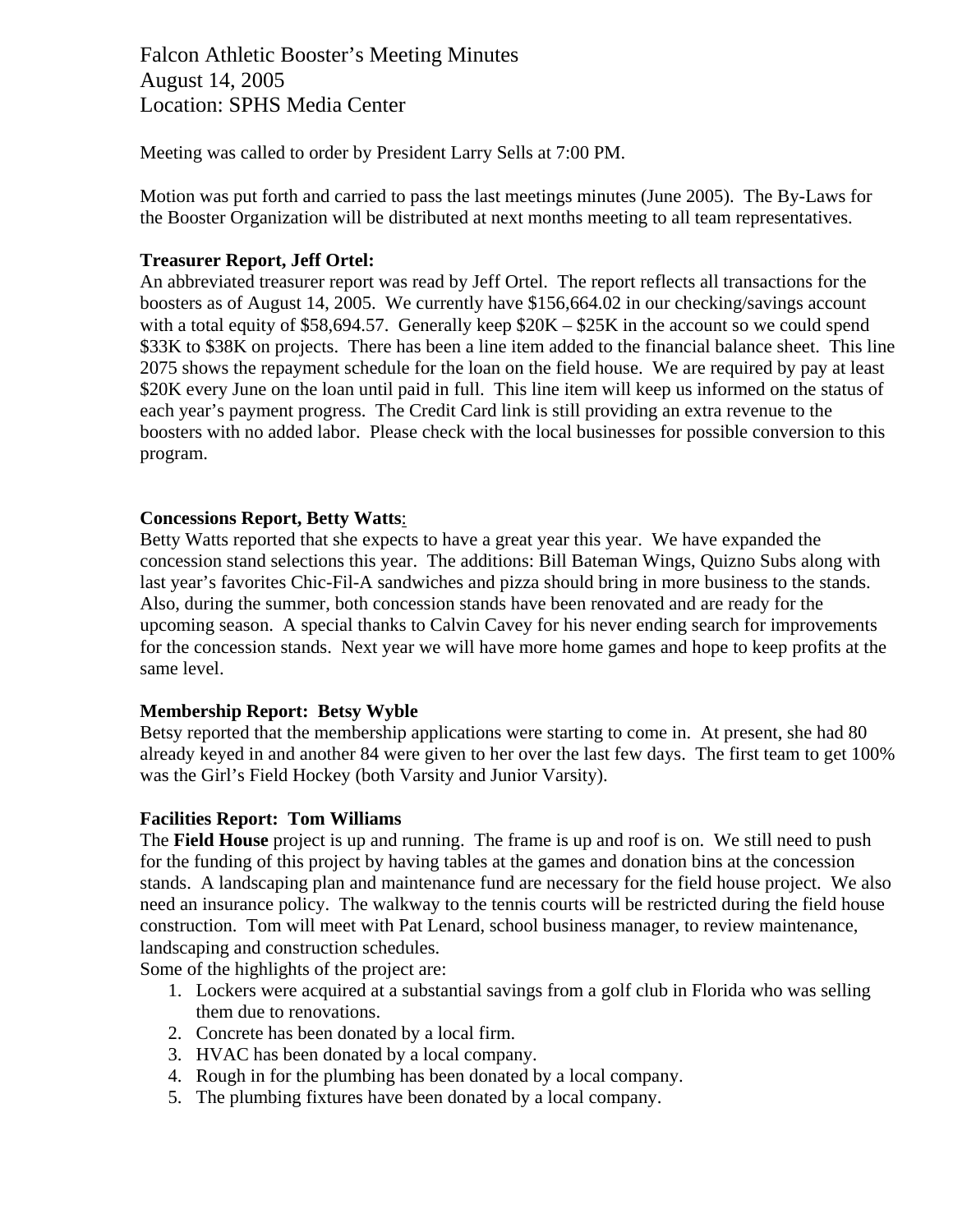# Falcon Athletic Booster's Meeting Minutes
August 14, 2005
Location: SPHS Media Center

Meeting was called to order by President Larry Sells at 7:00 PM.

Motion was put forth and carried to pass the last meetings minutes (June 2005). The By-Laws for the Booster Organization will be distributed at next months meeting to all team representatives.

**Treasurer Report, Jeff Ortel:**
An abbreviated treasurer report was read by Jeff Ortel. The report reflects all transactions for the boosters as of August 14, 2005. We currently have $156,664.02 in our checking/savings account with a total equity of $58,694.57. Generally keep $20K – $25K in the account so we could spend $33K to $38K on projects. There has been a line item added to the financial balance sheet. This line 2075 shows the repayment schedule for the loan on the field house. We are required by pay at least $20K every June on the loan until paid in full. This line item will keep us informed on the status of each year's payment progress. The Credit Card link is still providing an extra revenue to the boosters with no added labor. Please check with the local businesses for possible conversion to this program.

**Concessions Report, Betty Watts**:
Betty Watts reported that she expects to have a great year this year. We have expanded the concession stand selections this year. The additions: Bill Bateman Wings, Quizno Subs along with last year's favorites Chic-Fil-A sandwiches and pizza should bring in more business to the stands. Also, during the summer, both concession stands have been renovated and are ready for the upcoming season. A special thanks to Calvin Cavey for his never ending search for improvements for the concession stands. Next year we will have more home games and hope to keep profits at the same level.

**Membership Report: Betsy Wyble**
Betsy reported that the membership applications were starting to come in. At present, she had 80 already keyed in and another 84 were given to her over the last few days. The first team to get 100% was the Girl's Field Hockey (both Varsity and Junior Varsity).

**Facilities Report: Tom Williams**
The **Field House** project is up and running. The frame is up and roof is on. We still need to push for the funding of this project by having tables at the games and donation bins at the concession stands. A landscaping plan and maintenance fund are necessary for the field house project. We also need an insurance policy. The walkway to the tennis courts will be restricted during the field house construction. Tom will meet with Pat Lenard, school business manager, to review maintenance, landscaping and construction schedules.
Some of the highlights of the project are:

1. Lockers were acquired at a substantial savings from a golf club in Florida who was selling them due to renovations.
2. Concrete has been donated by a local firm.
3. HVAC has been donated by a local company.
4. Rough in for the plumbing has been donated by a local company.
5. The plumbing fixtures have been donated by a local company.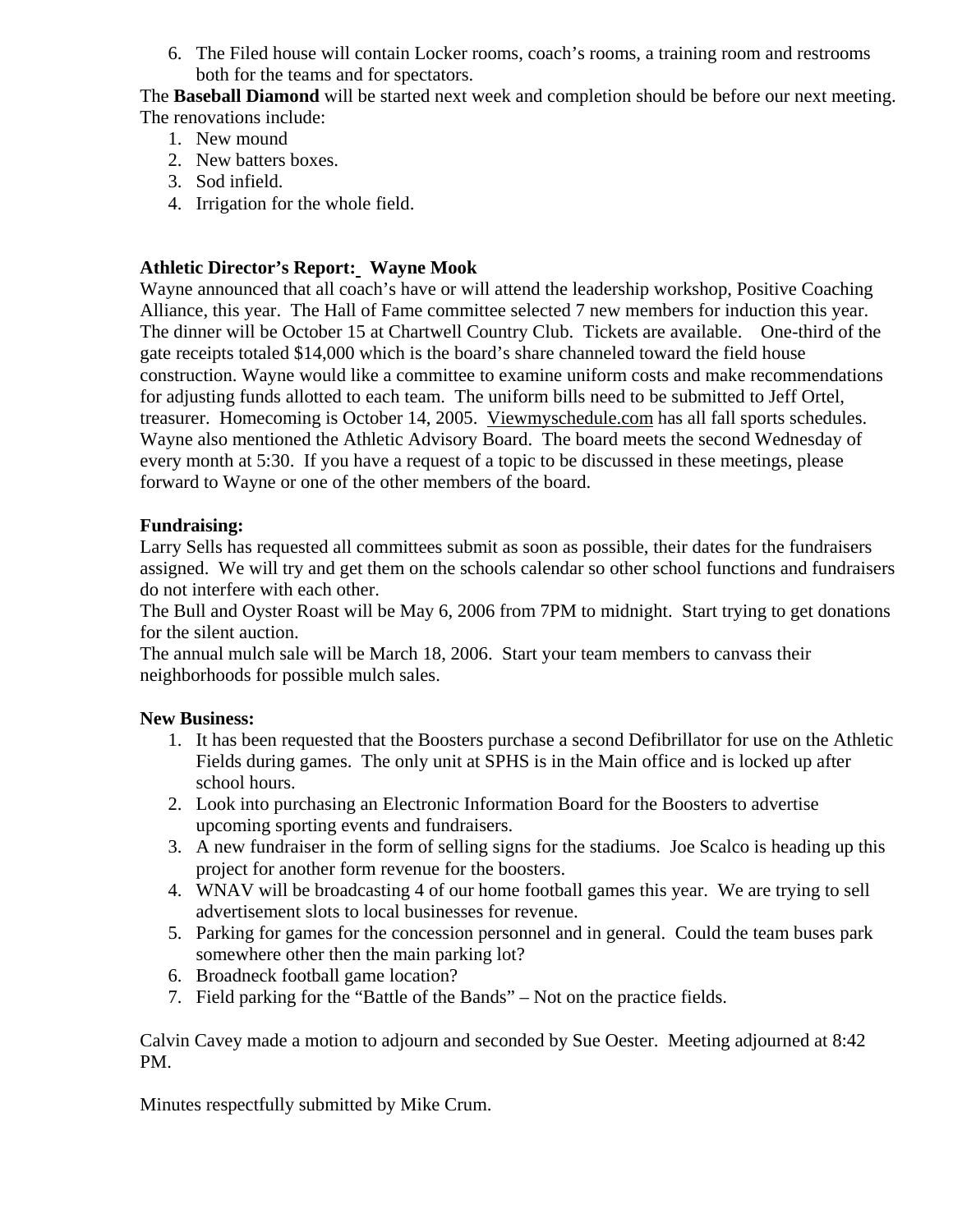6. The Filed house will contain Locker rooms, coach's rooms, a training room and restrooms both for the teams and for spectators.

The **Baseball Diamond** will be started next week and completion should be before our next meeting. The renovations include:

1. New mound
2. New batters boxes.
3. Sod infield.
4. Irrigation for the whole field.

**Athletic Director's Report: Wayne Mook**

Wayne announced that all coach's have or will attend the leadership workshop, Positive Coaching Alliance, this year. The Hall of Fame committee selected 7 new members for induction this year. The dinner will be October 15 at Chartwell Country Club. Tickets are available. One-third of the gate receipts totaled $14,000 which is the board's share channeled toward the field house construction. Wayne would like a committee to examine uniform costs and make recommendations for adjusting funds allotted to each team. The uniform bills need to be submitted to Jeff Ortel, treasurer. Homecoming is October 14, 2005. Viewmyschedule.com has all fall sports schedules. Wayne also mentioned the Athletic Advisory Board. The board meets the second Wednesday of every month at 5:30. If you have a request of a topic to be discussed in these meetings, please forward to Wayne or one of the other members of the board.

**Fundraising:**

Larry Sells has requested all committees submit as soon as possible, their dates for the fundraisers assigned. We will try and get them on the schools calendar so other school functions and fundraisers do not interfere with each other.

The Bull and Oyster Roast will be May 6, 2006 from 7PM to midnight. Start trying to get donations for the silent auction.

The annual mulch sale will be March 18, 2006. Start your team members to canvass their neighborhoods for possible mulch sales.

**New Business:**

1. It has been requested that the Boosters purchase a second Defibrillator for use on the Athletic Fields during games. The only unit at SPHS is in the Main office and is locked up after school hours.
2. Look into purchasing an Electronic Information Board for the Boosters to advertise upcoming sporting events and fundraisers.
3. A new fundraiser in the form of selling signs for the stadiums. Joe Scalco is heading up this project for another form revenue for the boosters.
4. WNAV will be broadcasting 4 of our home football games this year. We are trying to sell advertisement slots to local businesses for revenue.
5. Parking for games for the concession personnel and in general. Could the team buses park somewhere other then the main parking lot?
6. Broadneck football game location?
7. Field parking for the "Battle of the Bands" – Not on the practice fields.

Calvin Cavey made a motion to adjourn and seconded by Sue Oester. Meeting adjourned at 8:42 PM.

Minutes respectfully submitted by Mike Crum.